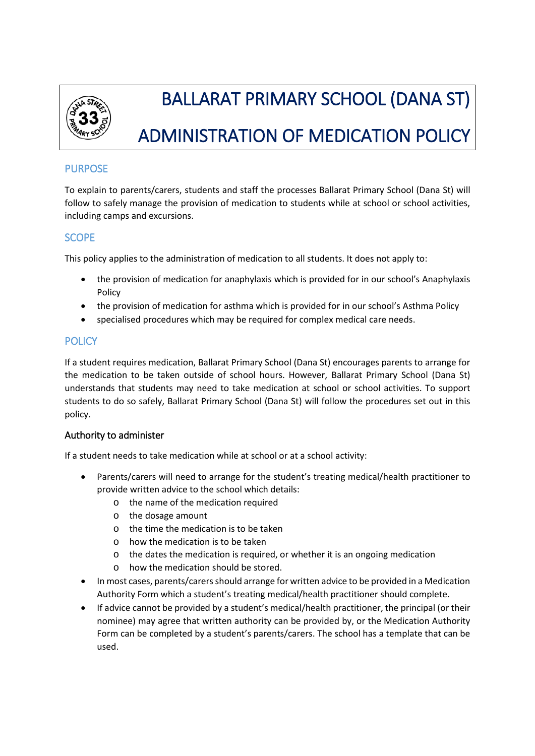# BALLARAT PRIMARY SCHOOL (DANA ST)

# ADMINISTRATION OF MEDICATION POLICY

## PURPOSE

To explain to parents/carers, students and staff the processes Ballarat Primary School (Dana St) will follow to safely manage the provision of medication to students while at school or school activities, including camps and excursions.

## SCOPE

This policy applies to the administration of medication to all students. It does not apply to:

- the provision of medication for anaphylaxis which is provided for in our school's Anaphylaxis Policy
- the provision of medication for asthma which is provided for in our school's Asthma Policy
- specialised procedures which may be required for complex medical care needs.

## POLICY

If a student requires medication, Ballarat Primary School (Dana St) encourages parents to arrange for the medication to be taken outside of school hours. However, Ballarat Primary School (Dana St) understands that students may need to take medication at school or school activities. To support students to do so safely, Ballarat Primary School (Dana St) will follow the procedures set out in this policy.

### Authority to administer

If a student needs to take medication while at school or at a school activity:

- Parents/carers will need to arrange for the student's treating medical/health practitioner to provide written advice to the school which details:
    - the name of the medication required
    - the dosage amount
    - the time the medication is to be taken
    - how the medication is to be taken
    - the dates the medication is required, or whether it is an ongoing medication
    - how the medication should be stored.
- In most cases, parents/carers should arrange for written advice to be provided in a Medication Authority Form which a student's treating medical/health practitioner should complete.
- If advice cannot be provided by a student's medical/health practitioner, the principal (or their nominee) may agree that written authority can be provided by, or the Medication Authority Form can be completed by a student's parents/carers. The school has a template that can be used.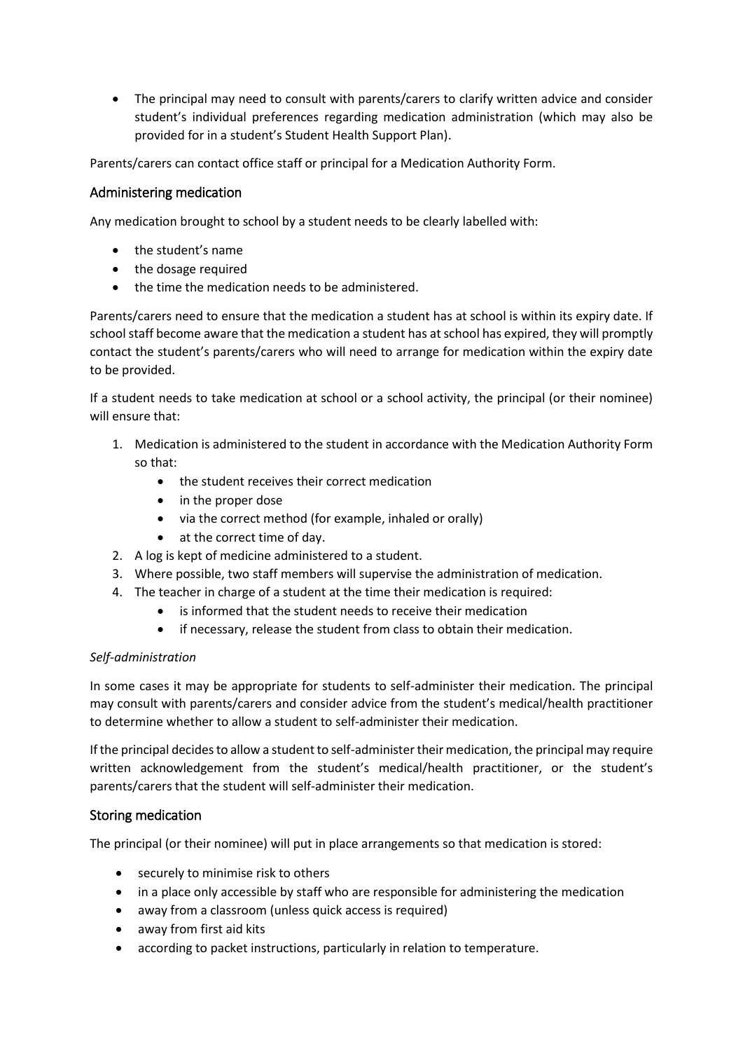- The principal may need to consult with parents/carers to clarify written advice and consider student's individual preferences regarding medication administration (which may also be provided for in a student's Student Health Support Plan).

Parents/carers can contact office staff or principal for a Medication Authority Form.

## Administering medication

Any medication brought to school by a student needs to be clearly labelled with:

- the student's name
- the dosage required
- the time the medication needs to be administered.

Parents/carers need to ensure that the medication a student has at school is within its expiry date. If school staff become aware that the medication a student has at school has expired, they will promptly contact the student's parents/carers who will need to arrange for medication within the expiry date to be provided.

If a student needs to take medication at school or a school activity, the principal (or their nominee) will ensure that:

1. Medication is administered to the student in accordance with the Medication Authority Form so that:
   - the student receives their correct medication
   - in the proper dose
   - via the correct method (for example, inhaled or orally)
   - at the correct time of day.
2. A log is kept of medicine administered to a student.
3. Where possible, two staff members will supervise the administration of medication.
4. The teacher in charge of a student at the time their medication is required:
   - is informed that the student needs to receive their medication
   - if necessary, release the student from class to obtain their medication.

*Self-administration*

In some cases it may be appropriate for students to self-administer their medication. The principal may consult with parents/carers and consider advice from the student's medical/health practitioner to determine whether to allow a student to self-administer their medication.

If the principal decides to allow a student to self-administer their medication, the principal may require written acknowledgement from the student's medical/health practitioner, or the student's parents/carers that the student will self-administer their medication.

## Storing medication

The principal (or their nominee) will put in place arrangements so that medication is stored:

- securely to minimise risk to others
- in a place only accessible by staff who are responsible for administering the medication
- away from a classroom (unless quick access is required)
- away from first aid kits
- according to packet instructions, particularly in relation to temperature.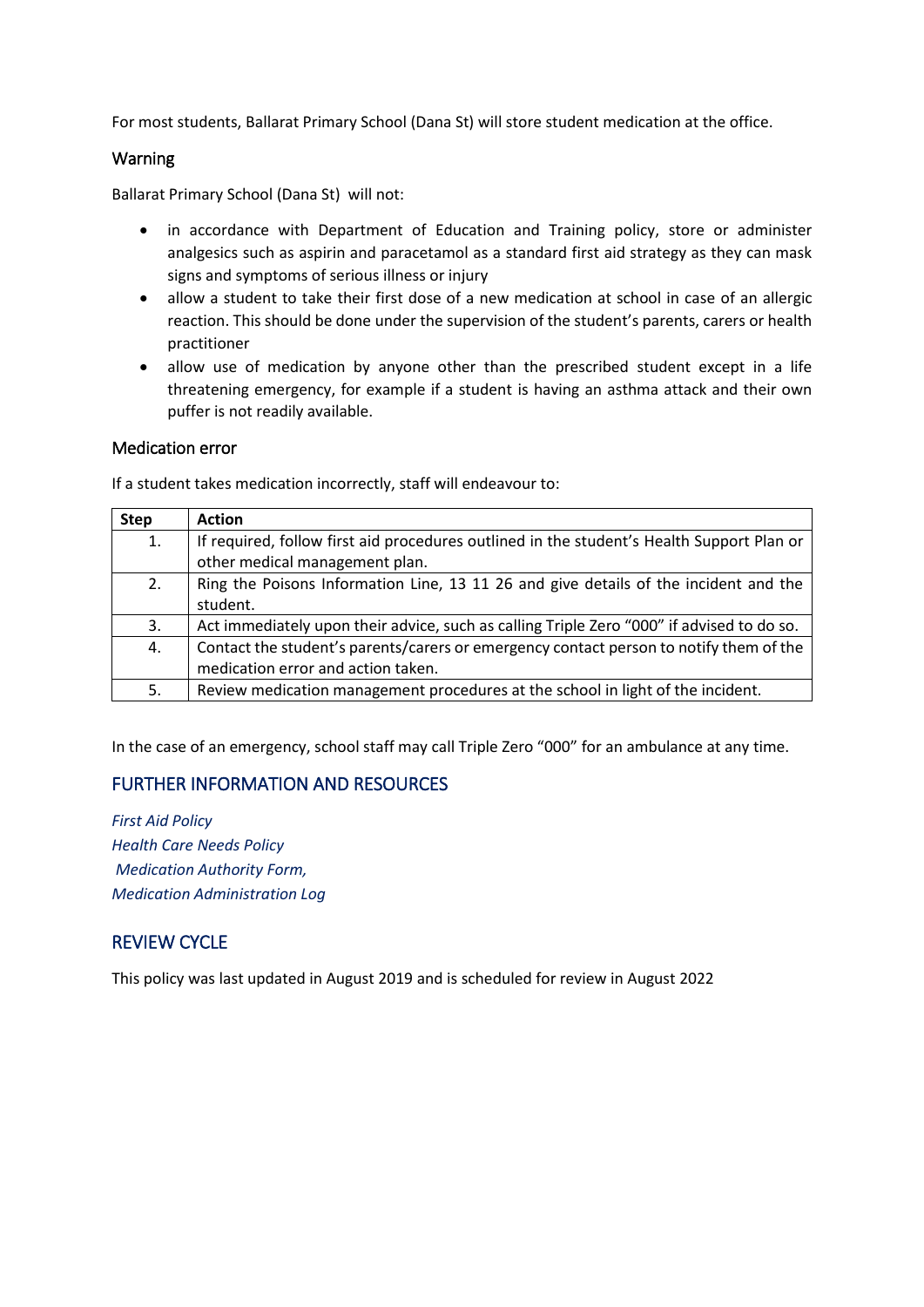For most students, Ballarat Primary School (Dana St) will store student medication at the office.

### Warning

Ballarat Primary School (Dana St) will not:

- in accordance with Department of Education and Training policy, store or administer analgesics such as aspirin and paracetamol as a standard first aid strategy as they can mask signs and symptoms of serious illness or injury
- allow a student to take their first dose of a new medication at school in case of an allergic reaction. This should be done under the supervision of the student's parents, carers or health practitioner
- allow use of medication by anyone other than the prescribed student except in a life threatening emergency, for example if a student is having an asthma attack and their own puffer is not readily available.

### Medication error

If a student takes medication incorrectly, staff will endeavour to:

| Step | Action |
|---|---|
| 1. | If required, follow first aid procedures outlined in the student's Health Support Plan or other medical management plan. |
| 2. | Ring the Poisons Information Line, 13 11 26 and give details of the incident and the student. |
| 3. | Act immediately upon their advice, such as calling Triple Zero "000" if advised to do so. |
| 4. | Contact the student's parents/carers or emergency contact person to notify them of the medication error and action taken. |
| 5. | Review medication management procedures at the school in light of the incident. |

In the case of an emergency, school staff may call Triple Zero "000" for an ambulance at any time.

## FURTHER INFORMATION AND RESOURCES

*First Aid Policy*
*Health Care Needs Policy*
*Medication Authority Form,*
*Medication Administration Log*

## REVIEW CYCLE

This policy was last updated in August 2019 and is scheduled for review in August 2022